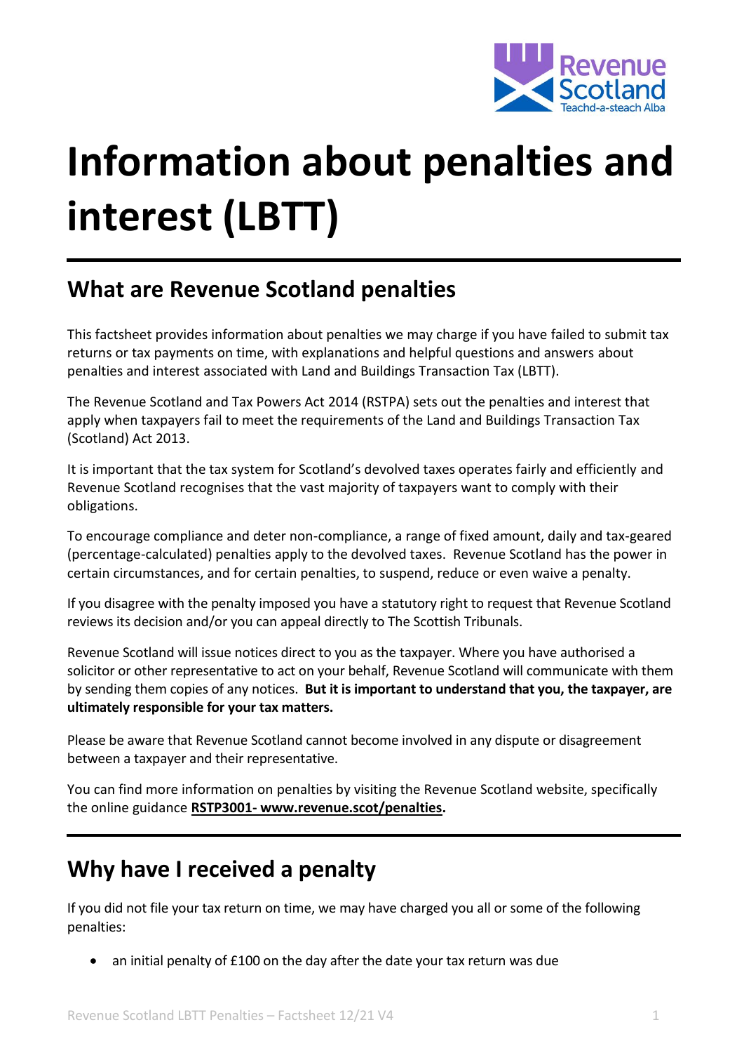# Information about penalties and interest (LBTT)

## What are Revenue Scotland penalties

This factsheet provides information about penalties we may charge if you have failed to submit tax returns or tax payments on time, with explanations and helpful questions and answers about penalties and interest associated with Land and Buildings Transaction Tax (LBTT).

The Revenue Scotland and Tax Powers Act 2014 (RSTPA) sets out the penalties and interest that apply when taxpayers fail to meet the requirements of the Land and Buildings Transaction Tax (Scotland) Act 2013.

It is important that the tax system for Scotland's devolved taxes operates fairly and efficiently and Revenue Scotland recognises that the vast majority of taxpayers want to comply with their obligations.

To encourage compliance and deter non-compliance, a range of fixed amount, daily and tax-geared (percentage-calculated) penalties apply to the devolved taxes. Revenue Scotland has the power in certain circumstances, and for certain penalties, to suspend, reduce or even waive a penalty.

If you disagree with the penalty imposed you have a statutory right to request that Revenue Scotland reviews its decision and/or you can appeal directly to The Scottish Tribunals.

Revenue Scotland will issue notices direct to you as the taxpayer. Where you have authorised a solicitor or other representative to act on your behalf, Revenue Scotland will communicate with them by sending them copies of any notices. **But it is important to understand that you, the taxpayer, are ultimately responsible for your tax matters.**

Please be aware that Revenue Scotland cannot become involved in any dispute or disagreement between a taxpayer and their representative.

You can find more information on penalties by visiting the Revenue Scotland website, specifically the online guidance **RSTP3001- www.revenue.scot/penalties.**

## Why have I received a penalty

If you did not file your tax return on time, we may have charged you all or some of the following penalties:

- an initial penalty of £100 on the day after the date your tax return was due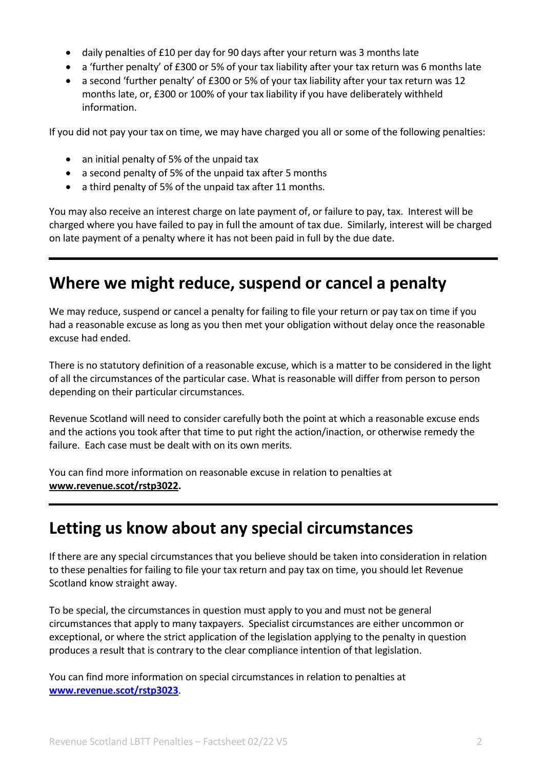- daily penalties of £10 per day for 90 days after your return was 3 months late
- a 'further penalty' of £300 or 5% of your tax liability after your tax return was 6 months late
- a second 'further penalty' of £300 or 5% of your tax liability after your tax return was 12 months late, or, £300 or 100% of your tax liability if you have deliberately withheld information.

If you did not pay your tax on time, we may have charged you all or some of the following penalties:

- an initial penalty of 5% of the unpaid tax
- a second penalty of 5% of the unpaid tax after 5 months
- a third penalty of 5% of the unpaid tax after 11 months.

You may also receive an interest charge on late payment of, or failure to pay, tax. Interest will be charged where you have failed to pay in full the amount of tax due. Similarly, interest will be charged on late payment of a penalty where it has not been paid in full by the due date.

## Where we might reduce, suspend or cancel a penalty

We may reduce, suspend or cancel a penalty for failing to file your return or pay tax on time if you had a reasonable excuse as long as you then met your obligation without delay once the reasonable excuse had ended.

There is no statutory definition of a reasonable excuse, which is a matter to be considered in the light of all the circumstances of the particular case. What is reasonable will differ from person to person depending on their particular circumstances.

Revenue Scotland will need to consider carefully both the point at which a reasonable excuse ends and the actions you took after that time to put right the action/inaction, or otherwise remedy the failure. Each case must be dealt with on its own merits.

You can find more information on reasonable excuse in relation to penalties at **www.revenue.scot/rstp3022.**

## Letting us know about any special circumstances

If there are any special circumstances that you believe should be taken into consideration in relation to these penalties for failing to file your tax return and pay tax on time, you should let Revenue Scotland know straight away.

To be special, the circumstances in question must apply to you and must not be general circumstances that apply to many taxpayers. Specialist circumstances are either uncommon or exceptional, or where the strict application of the legislation applying to the penalty in question produces a result that is contrary to the clear compliance intention of that legislation.

You can find more information on special circumstances in relation to penalties at **www.revenue.scot/rstp3023**.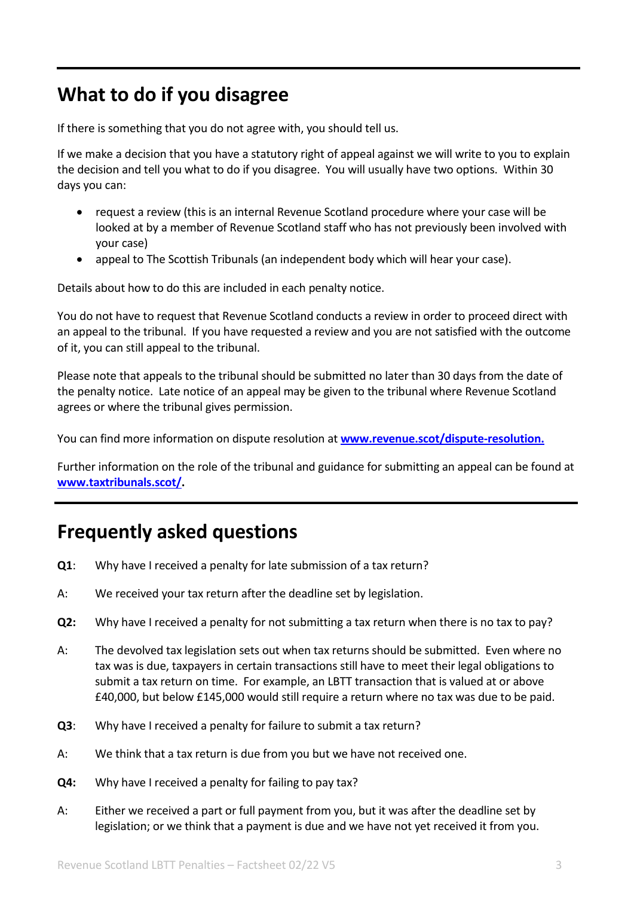## What to do if you disagree

If there is something that you do not agree with, you should tell us.

If we make a decision that you have a statutory right of appeal against we will write to you to explain the decision and tell you what to do if you disagree. You will usually have two options. Within 30 days you can:

- request a review (this is an internal Revenue Scotland procedure where your case will be looked at by a member of Revenue Scotland staff who has not previously been involved with your case)
- appeal to The Scottish Tribunals (an independent body which will hear your case).

Details about how to do this are included in each penalty notice.

You do not have to request that Revenue Scotland conducts a review in order to proceed direct with an appeal to the tribunal. If you have requested a review and you are not satisfied with the outcome of it, you can still appeal to the tribunal.

Please note that appeals to the tribunal should be submitted no later than 30 days from the date of the penalty notice. Late notice of an appeal may be given to the tribunal where Revenue Scotland agrees or where the tribunal gives permission.

You can find more information on dispute resolution at **[www.revenue.scot/dispute-resolution.](www.revenue.scot/dispute-resolution)**

Further information on the role of the tribunal and guidance for submitting an appeal can be found at **[www.taxtribunals.scot/](www.taxtribunals.scot/)**.

## Frequently asked questions

**Q1**: Why have I received a penalty for late submission of a tax return?

A: We received your tax return after the deadline set by legislation.

**Q2:** Why have I received a penalty for not submitting a tax return when there is no tax to pay?

A: The devolved tax legislation sets out when tax returns should be submitted. Even where no tax was is due, taxpayers in certain transactions still have to meet their legal obligations to submit a tax return on time. For example, an LBTT transaction that is valued at or above £40,000, but below £145,000 would still require a return where no tax was due to be paid.

**Q3**: Why have I received a penalty for failure to submit a tax return?

A: We think that a tax return is due from you but we have not received one.

**Q4:** Why have I received a penalty for failing to pay tax?

A: Either we received a part or full payment from you, but it was after the deadline set by legislation; or we think that a payment is due and we have not yet received it from you.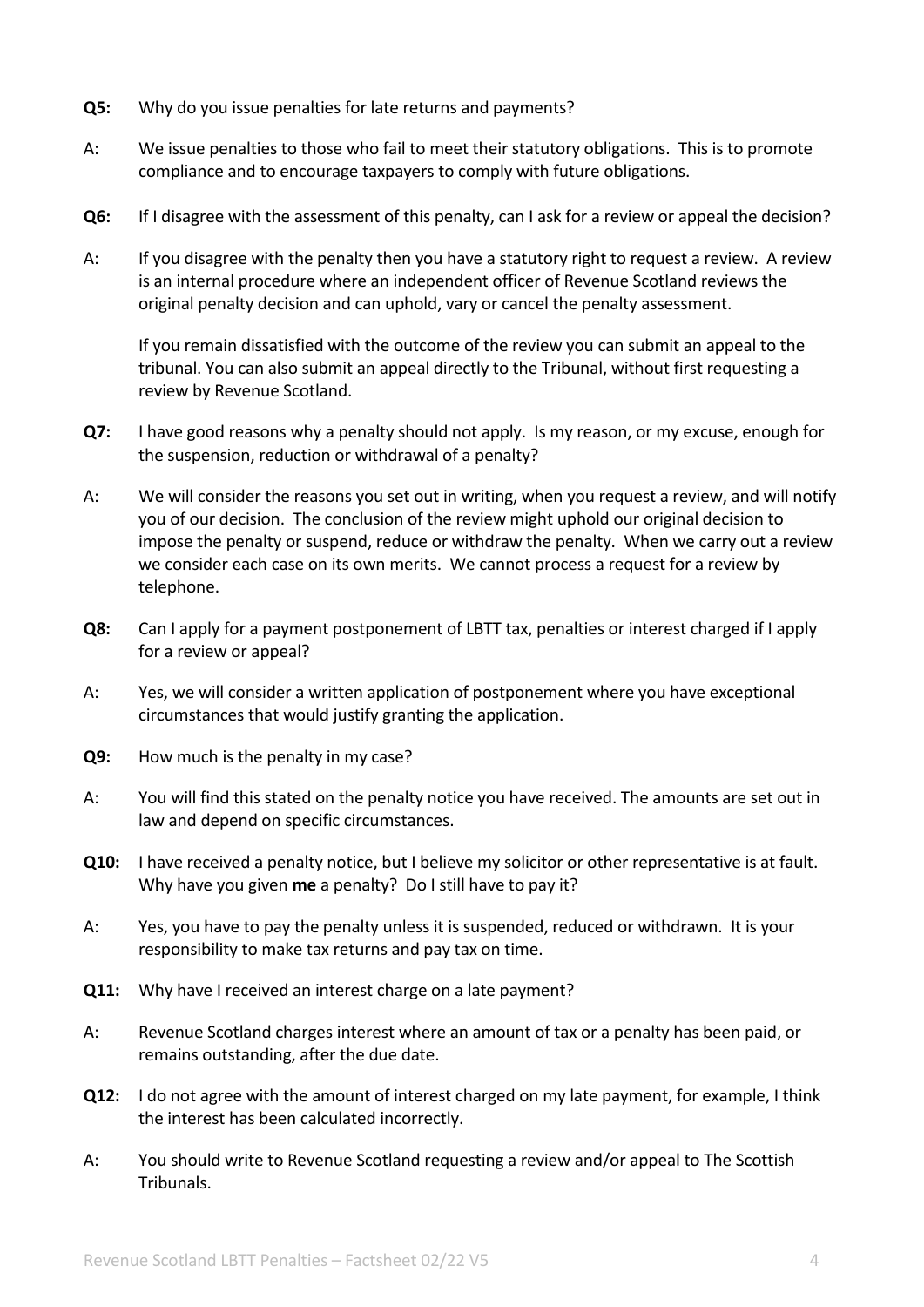**Q5:** Why do you issue penalties for late returns and payments?

A: We issue penalties to those who fail to meet their statutory obligations. This is to promote compliance and to encourage taxpayers to comply with future obligations.

**Q6:** If I disagree with the assessment of this penalty, can I ask for a review or appeal the decision?

A: If you disagree with the penalty then you have a statutory right to request a review. A review is an internal procedure where an independent officer of Revenue Scotland reviews the original penalty decision and can uphold, vary or cancel the penalty assessment.

If you remain dissatisfied with the outcome of the review you can submit an appeal to the tribunal. You can also submit an appeal directly to the Tribunal, without first requesting a review by Revenue Scotland.

**Q7:** I have good reasons why a penalty should not apply. Is my reason, or my excuse, enough for the suspension, reduction or withdrawal of a penalty?

A: We will consider the reasons you set out in writing, when you request a review, and will notify you of our decision. The conclusion of the review might uphold our original decision to impose the penalty or suspend, reduce or withdraw the penalty. When we carry out a review we consider each case on its own merits. We cannot process a request for a review by telephone.

**Q8:** Can I apply for a payment postponement of LBTT tax, penalties or interest charged if I apply for a review or appeal?

A: Yes, we will consider a written application of postponement where you have exceptional circumstances that would justify granting the application.

**Q9:** How much is the penalty in my case?

A: You will find this stated on the penalty notice you have received. The amounts are set out in law and depend on specific circumstances.

**Q10:** I have received a penalty notice, but I believe my solicitor or other representative is at fault. Why have you given **me** a penalty? Do I still have to pay it?

A: Yes, you have to pay the penalty unless it is suspended, reduced or withdrawn. It is your responsibility to make tax returns and pay tax on time.

**Q11:** Why have I received an interest charge on a late payment?

A: Revenue Scotland charges interest where an amount of tax or a penalty has been paid, or remains outstanding, after the due date.

**Q12:** I do not agree with the amount of interest charged on my late payment, for example, I think the interest has been calculated incorrectly.

A: You should write to Revenue Scotland requesting a review and/or appeal to The Scottish Tribunals.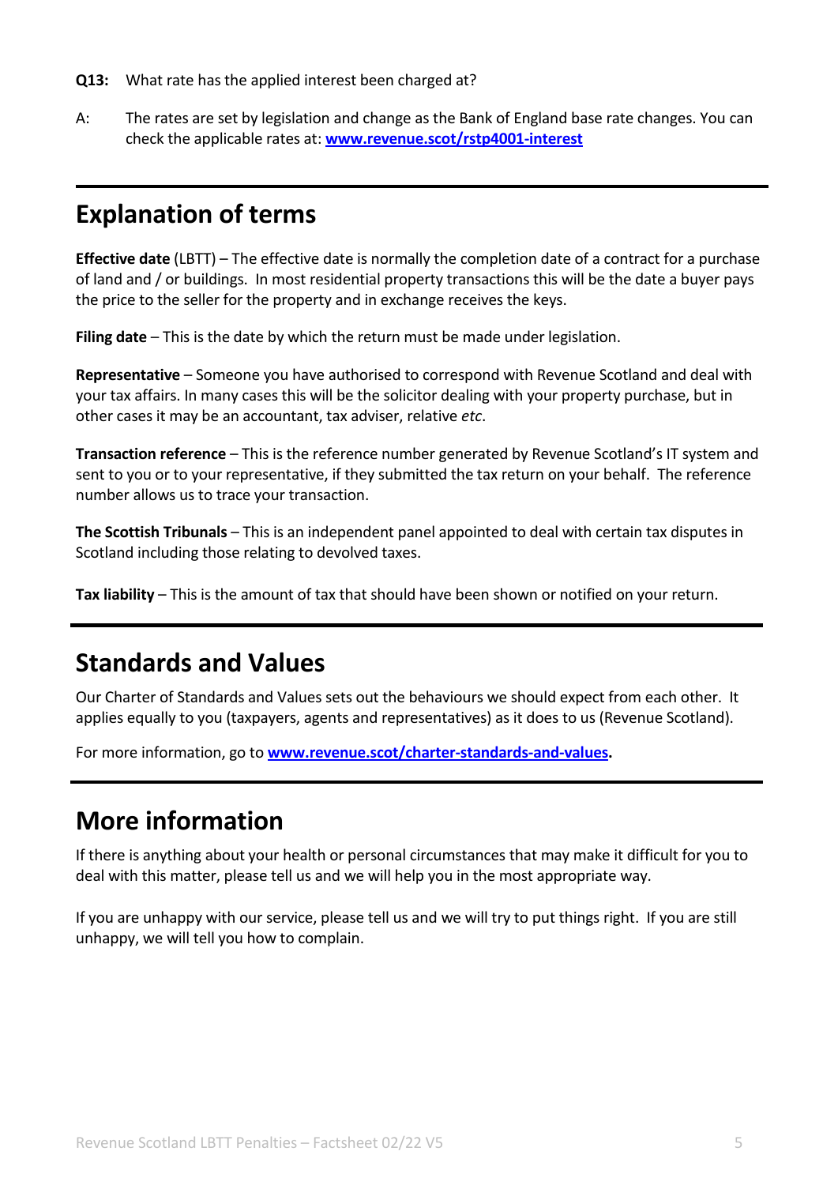**Q13:** What rate has the applied interest been charged at?

A: The rates are set by legislation and change as the Bank of England base rate changes. You can check the applicable rates at: **[www.revenue.scot/rstp4001-interest](www.revenue.scot/rstp4001-interest)**

## Explanation of terms

**Effective date** (LBTT) – The effective date is normally the completion date of a contract for a purchase of land and / or buildings. In most residential property transactions this will be the date a buyer pays the price to the seller for the property and in exchange receives the keys.

**Filing date** – This is the date by which the return must be made under legislation.

**Representative** – Someone you have authorised to correspond with Revenue Scotland and deal with your tax affairs. In many cases this will be the solicitor dealing with your property purchase, but in other cases it may be an accountant, tax adviser, relative *etc*.

**Transaction reference** – This is the reference number generated by Revenue Scotland's IT system and sent to you or to your representative, if they submitted the tax return on your behalf. The reference number allows us to trace your transaction.

**The Scottish Tribunals** – This is an independent panel appointed to deal with certain tax disputes in Scotland including those relating to devolved taxes.

**Tax liability** – This is the amount of tax that should have been shown or notified on your return.

## Standards and Values

Our Charter of Standards and Values sets out the behaviours we should expect from each other. It applies equally to you (taxpayers, agents and representatives) as it does to us (Revenue Scotland).

For more information, go to **[www.revenue.scot/charter-standards-and-values](www.revenue.scot/charter-standards-and-values).**

## More information

If there is anything about your health or personal circumstances that may make it difficult for you to deal with this matter, please tell us and we will help you in the most appropriate way.

If you are unhappy with our service, please tell us and we will try to put things right. If you are still unhappy, we will tell you how to complain.